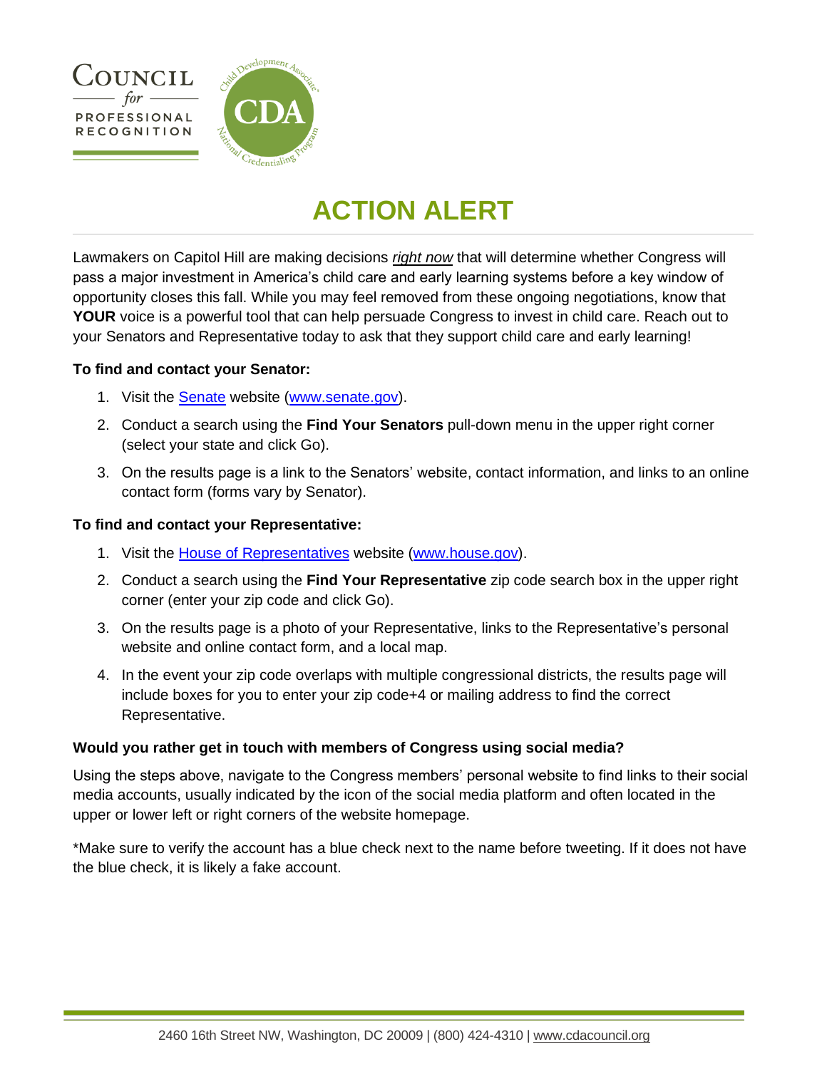# ACTION ALERT

Lawmakers on Capitol Hill are making decisions *right now* that will determine whether Congress will pass a major investment in America's child care and early learning systems before a key window of opportunity closes this fall. While you may feel removed from these ongoing negotiations, know that **YOUR** voice is a powerful tool that can help persuade Congress to invest in child care. Reach out to your Senators and Representative today to ask that they support child care and early learning!

**To find and contact your Senator:**

1. Visit the [Senate](www.senate.gov) website ([www.senate.gov](www.senate.gov)).
2. Conduct a search using the **Find Your Senators** pull-down menu in the upper right corner (select your state and click Go).
3. On the results page is a link to the Senators' website, contact information, and links to an online contact form (forms vary by Senator).

**To find and contact your Representative:**

1. Visit the [House of Representatives](www.house.gov) website ([www.house.gov](www.house.gov)).
2. Conduct a search using the **Find Your Representative** zip code search box in the upper right corner (enter your zip code and click Go).
3. On the results page is a photo of your Representative, links to the Representative's personal website and online contact form, and a local map.
4. In the event your zip code overlaps with multiple congressional districts, the results page will include boxes for you to enter your zip code+4 or mailing address to find the correct Representative.

**Would you rather get in touch with members of Congress using social media?**

Using the steps above, navigate to the Congress members' personal website to find links to their social media accounts, usually indicated by the icon of the social media platform and often located in the upper or lower left or right corners of the website homepage.

*Make sure to verify the account has a blue check next to the name before tweeting. If it does not have the blue check, it is likely a fake account.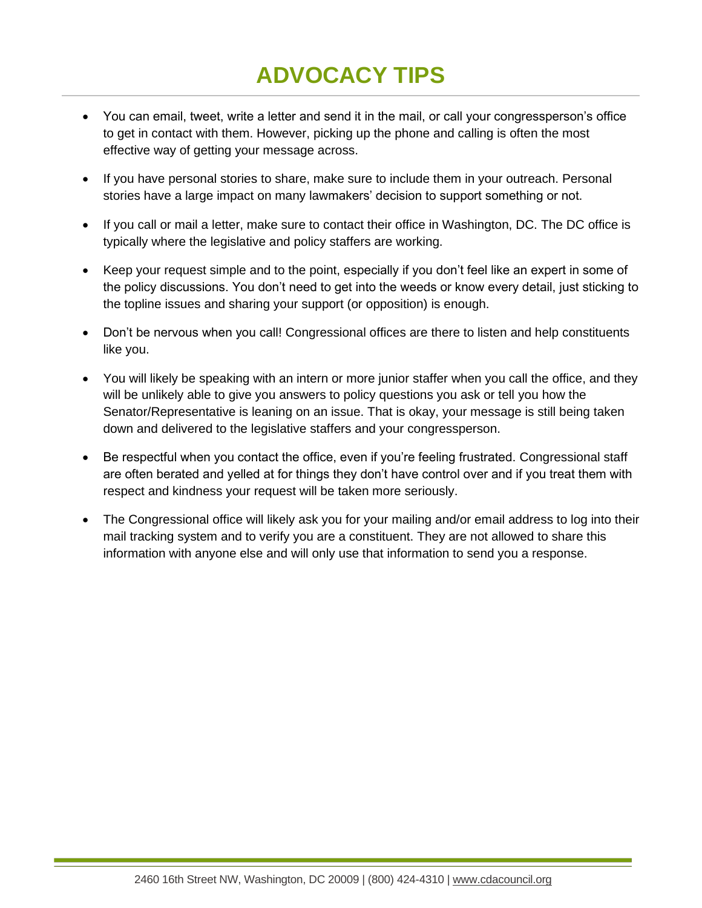# ADVOCACY TIPS

- You can email, tweet, write a letter and send it in the mail, or call your congressperson's office to get in contact with them. However, picking up the phone and calling is often the most effective way of getting your message across.
- If you have personal stories to share, make sure to include them in your outreach. Personal stories have a large impact on many lawmakers' decision to support something or not.
- If you call or mail a letter, make sure to contact their office in Washington, DC. The DC office is typically where the legislative and policy staffers are working.
- Keep your request simple and to the point, especially if you don't feel like an expert in some of the policy discussions. You don't need to get into the weeds or know every detail, just sticking to the topline issues and sharing your support (or opposition) is enough.
- Don't be nervous when you call! Congressional offices are there to listen and help constituents like you.
- You will likely be speaking with an intern or more junior staffer when you call the office, and they will be unlikely able to give you answers to policy questions you ask or tell you how the Senator/Representative is leaning on an issue. That is okay, your message is still being taken down and delivered to the legislative staffers and your congressperson.
- Be respectful when you contact the office, even if you're feeling frustrated. Congressional staff are often berated and yelled at for things they don't have control over and if you treat them with respect and kindness your request will be taken more seriously.
- The Congressional office will likely ask you for your mailing and/or email address to log into their mail tracking system and to verify you are a constituent. They are not allowed to share this information with anyone else and will only use that information to send you a response.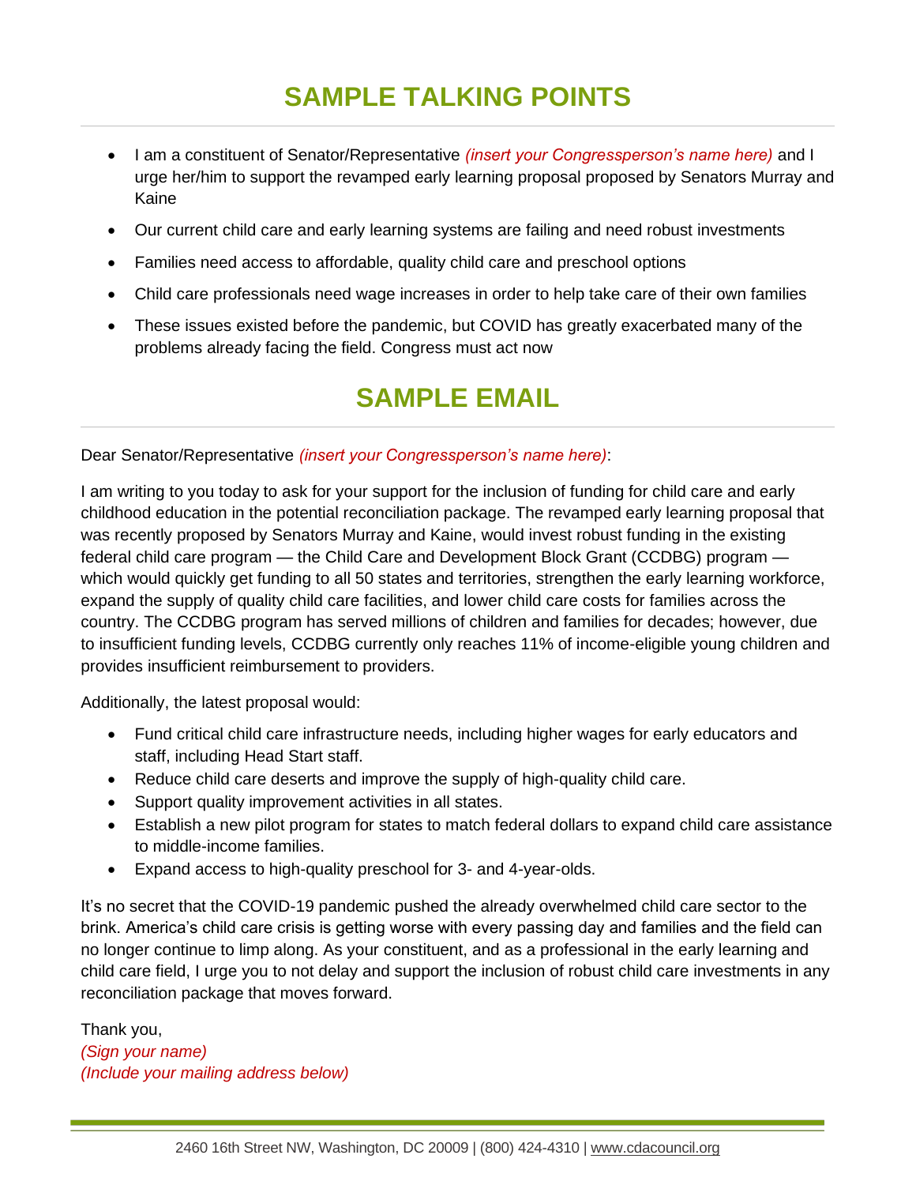# SAMPLE TALKING POINTS

- I am a constituent of Senator/Representative *(insert your Congressperson's name here)* and I urge her/him to support the revamped early learning proposal proposed by Senators Murray and Kaine
- Our current child care and early learning systems are failing and need robust investments
- Families need access to affordable, quality child care and preschool options
- Child care professionals need wage increases in order to help take care of their own families
- These issues existed before the pandemic, but COVID has greatly exacerbated many of the problems already facing the field. Congress must act now

# SAMPLE EMAIL

Dear Senator/Representative *(insert your Congressperson's name here)*:

I am writing to you today to ask for your support for the inclusion of funding for child care and early childhood education in the potential reconciliation package. The revamped early learning proposal that was recently proposed by Senators Murray and Kaine, would invest robust funding in the existing federal child care program — the Child Care and Development Block Grant (CCDBG) program — which would quickly get funding to all 50 states and territories, strengthen the early learning workforce, expand the supply of quality child care facilities, and lower child care costs for families across the country. The CCDBG program has served millions of children and families for decades; however, due to insufficient funding levels, CCDBG currently only reaches 11% of income-eligible young children and provides insufficient reimbursement to providers.

Additionally, the latest proposal would:

- Fund critical child care infrastructure needs, including higher wages for early educators and staff, including Head Start staff.
- Reduce child care deserts and improve the supply of high-quality child care.
- Support quality improvement activities in all states.
- Establish a new pilot program for states to match federal dollars to expand child care assistance to middle-income families.
- Expand access to high-quality preschool for 3- and 4-year-olds.

It's no secret that the COVID-19 pandemic pushed the already overwhelmed child care sector to the brink. America's child care crisis is getting worse with every passing day and families and the field can no longer continue to limp along. As your constituent, and as a professional in the early learning and child care field, I urge you to not delay and support the inclusion of robust child care investments in any reconciliation package that moves forward.

Thank you,
*(Sign your name)*
*(Include your mailing address below)*

2460 16th Street NW, Washington, DC 20009 | (800) 424-4310 | www.cdacouncil.org